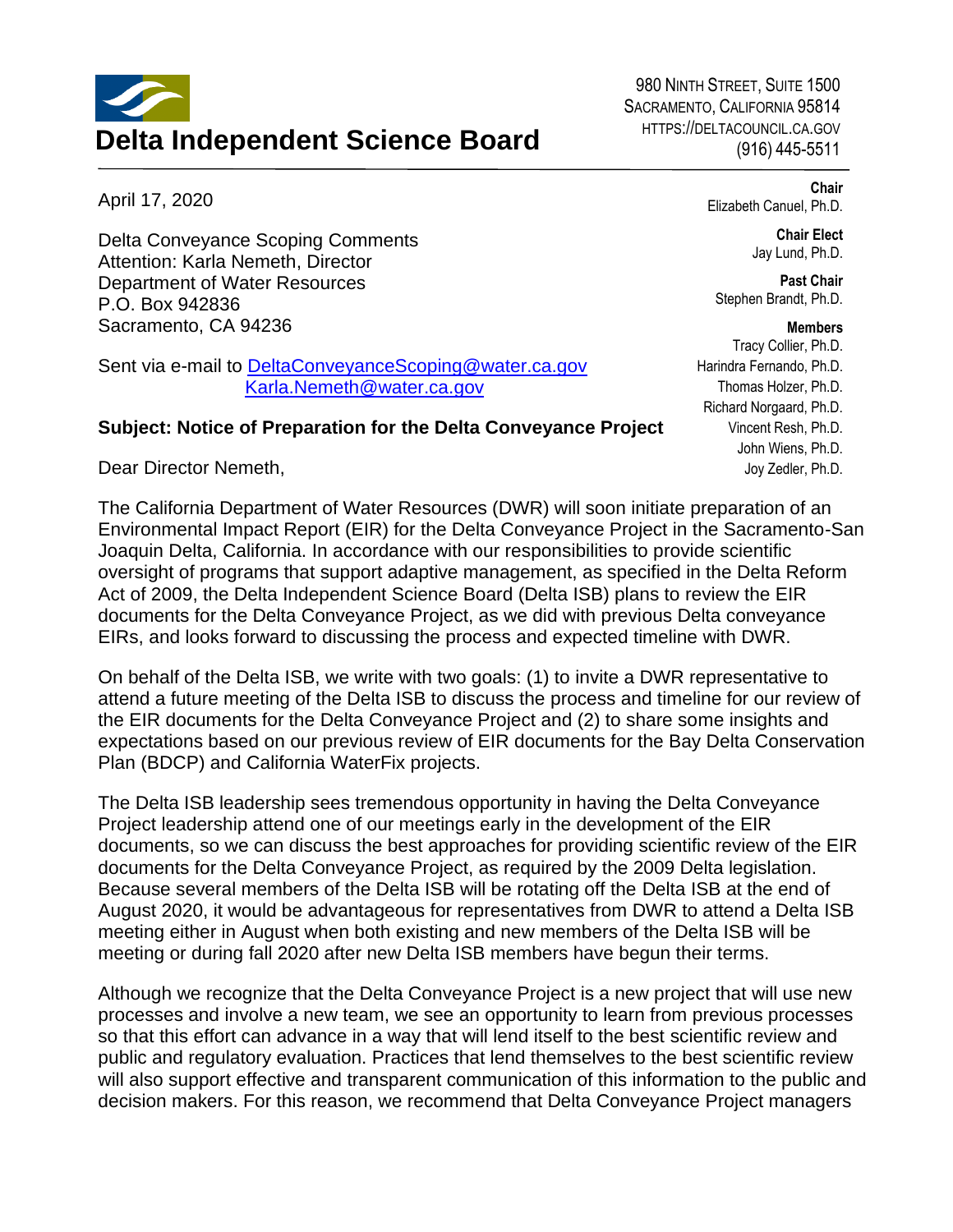# Delta Independent Science Board

980 Ninth Street, Suite 1500
Sacramento, California 95814
https://deltacouncil.ca.gov
(916) 445-5511

**Chair**
Elizabeth Canuel, Ph.D.

**Chair Elect**
Jay Lund, Ph.D.

**Past Chair**
Stephen Brandt, Ph.D.

**Members**
Tracy Collier, Ph.D.
Harindra Fernando, Ph.D.
Thomas Holzer, Ph.D.
Richard Norgaard, Ph.D.
Vincent Resh, Ph.D.
John Wiens, Ph.D.
Joy Zedler, Ph.D.

April 17, 2020

Delta Conveyance Scoping Comments
Attention: Karla Nemeth, Director
Department of Water Resources
P.O. Box 942836
Sacramento, CA 94236

Sent via e-mail to DeltaConveyanceScoping@water.ca.gov
Karla.Nemeth@water.ca.gov

**Subject: Notice of Preparation for the Delta Conveyance Project**

Dear Director Nemeth,

The California Department of Water Resources (DWR) will soon initiate preparation of an Environmental Impact Report (EIR) for the Delta Conveyance Project in the Sacramento-San Joaquin Delta, California. In accordance with our responsibilities to provide scientific oversight of programs that support adaptive management, as specified in the Delta Reform Act of 2009, the Delta Independent Science Board (Delta ISB) plans to review the EIR documents for the Delta Conveyance Project, as we did with previous Delta conveyance EIRs, and looks forward to discussing the process and expected timeline with DWR.

On behalf of the Delta ISB, we write with two goals: (1) to invite a DWR representative to attend a future meeting of the Delta ISB to discuss the process and timeline for our review of the EIR documents for the Delta Conveyance Project and (2) to share some insights and expectations based on our previous review of EIR documents for the Bay Delta Conservation Plan (BDCP) and California WaterFix projects.

The Delta ISB leadership sees tremendous opportunity in having the Delta Conveyance Project leadership attend one of our meetings early in the development of the EIR documents, so we can discuss the best approaches for providing scientific review of the EIR documents for the Delta Conveyance Project, as required by the 2009 Delta legislation. Because several members of the Delta ISB will be rotating off the Delta ISB at the end of August 2020, it would be advantageous for representatives from DWR to attend a Delta ISB meeting either in August when both existing and new members of the Delta ISB will be meeting or during fall 2020 after new Delta ISB members have begun their terms.

Although we recognize that the Delta Conveyance Project is a new project that will use new processes and involve a new team, we see an opportunity to learn from previous processes so that this effort can advance in a way that will lend itself to the best scientific review and public and regulatory evaluation. Practices that lend themselves to the best scientific review will also support effective and transparent communication of this information to the public and decision makers. For this reason, we recommend that Delta Conveyance Project managers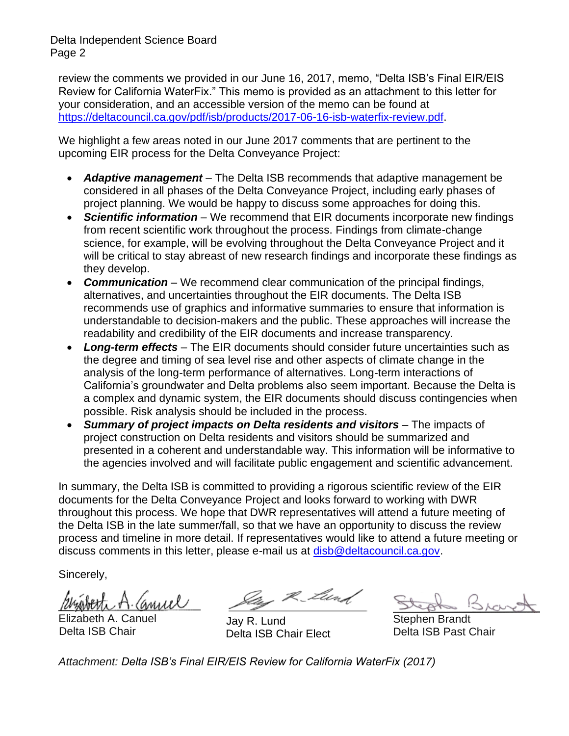review the comments we provided in our June 16, 2017, memo, "Delta ISB's Final EIR/EIS Review for California WaterFix." This memo is provided as an attachment to this letter for your consideration, and an accessible version of the memo can be found at [https://deltacouncil.ca.gov/pdf/isb/products/2017-06-16-isb-waterfix-review.pdf](https://deltacouncil.ca.gov/pdf/isb/products/2017-06-16-isb-waterfix-review.pdf).

We highlight a few areas noted in our June 2017 comments that are pertinent to the upcoming EIR process for the Delta Conveyance Project:

- ***Adaptive management*** – The Delta ISB recommends that adaptive management be considered in all phases of the Delta Conveyance Project, including early phases of project planning. We would be happy to discuss some approaches for doing this.
- ***Scientific information*** – We recommend that EIR documents incorporate new findings from recent scientific work throughout the process. Findings from climate-change science, for example, will be evolving throughout the Delta Conveyance Project and it will be critical to stay abreast of new research findings and incorporate these findings as they develop.
- ***Communication*** – We recommend clear communication of the principal findings, alternatives, and uncertainties throughout the EIR documents. The Delta ISB recommends use of graphics and informative summaries to ensure that information is understandable to decision-makers and the public. These approaches will increase the readability and credibility of the EIR documents and increase transparency.
- ***Long-term effects*** – The EIR documents should consider future uncertainties such as the degree and timing of sea level rise and other aspects of climate change in the analysis of the long-term performance of alternatives. Long-term interactions of California's groundwater and Delta problems also seem important. Because the Delta is a complex and dynamic system, the EIR documents should discuss contingencies when possible. Risk analysis should be included in the process.
- ***Summary of project impacts on Delta residents and visitors*** – The impacts of project construction on Delta residents and visitors should be summarized and presented in a coherent and understandable way. This information will be informative to the agencies involved and will facilitate public engagement and scientific advancement.

In summary, the Delta ISB is committed to providing a rigorous scientific review of the EIR documents for the Delta Conveyance Project and looks forward to working with DWR throughout this process. We hope that DWR representatives will attend a future meeting of the Delta ISB in the late summer/fall, so that we have an opportunity to discuss the review process and timeline in more detail. If representatives would like to attend a future meeting or discuss comments in this letter, please e-mail us at [disb@deltacouncil.ca.gov](mailto:disb@deltacouncil.ca.gov).

Sincerely,

Elizabeth A. Canuel
Delta ISB Chair

Jay R. Lund
Delta ISB Chair Elect

Stephen Brandt
Delta ISB Past Chair

*Attachment: Delta ISB's Final EIR/EIS Review for California WaterFix (2017)*